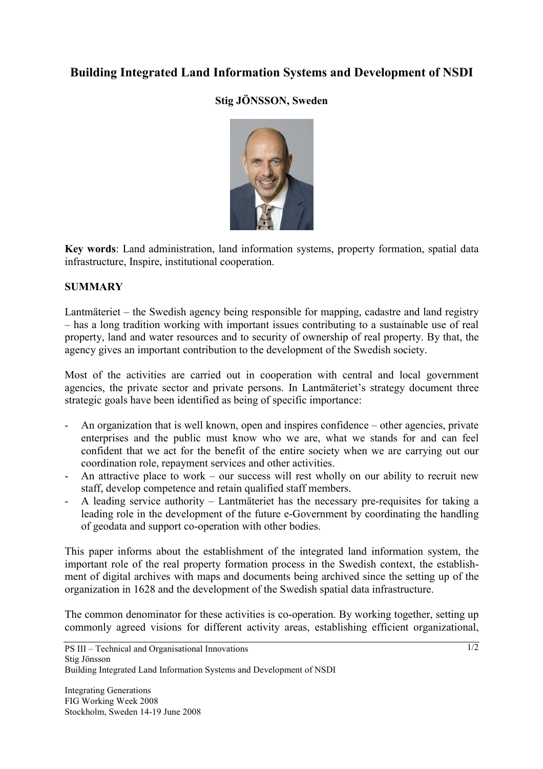# Building Integrated Land Information Systems and Development of NSDI

**Stig JÖNSSON, Sweden**

**Key words**: Land administration, land information systems, property formation, spatial data infrastructure, Inspire, institutional cooperation.

## SUMMARY

Lantmäteriet – the Swedish agency being responsible for mapping, cadastre and land registry – has a long tradition working with important issues contributing to a sustainable use of real property, land and water resources and to security of ownership of real property. By that, the agency gives an important contribution to the development of the Swedish society.

Most of the activities are carried out in cooperation with central and local government agencies, the private sector and private persons. In Lantmäteriet's strategy document three strategic goals have been identified as being of specific importance:

- An organization that is well known, open and inspires confidence – other agencies, private enterprises and the public must know who we are, what we stands for and can feel confident that we act for the benefit of the entire society when we are carrying out our coordination role, repayment services and other activities.
- An attractive place to work – our success will rest wholly on our ability to recruit new staff, develop competence and retain qualified staff members.
- A leading service authority – Lantmäteriet has the necessary pre-requisites for taking a leading role in the development of the future e-Government by coordinating the handling of geodata and support co-operation with other bodies.

This paper informs about the establishment of the integrated land information system, the important role of the real property formation process in the Swedish context, the establishment of digital archives with maps and documents being archived since the setting up of the organization in 1628 and the development of the Swedish spatial data infrastructure.

The common denominator for these activities is co-operation. By working together, setting up commonly agreed visions for different activity areas, establishing efficient organizational,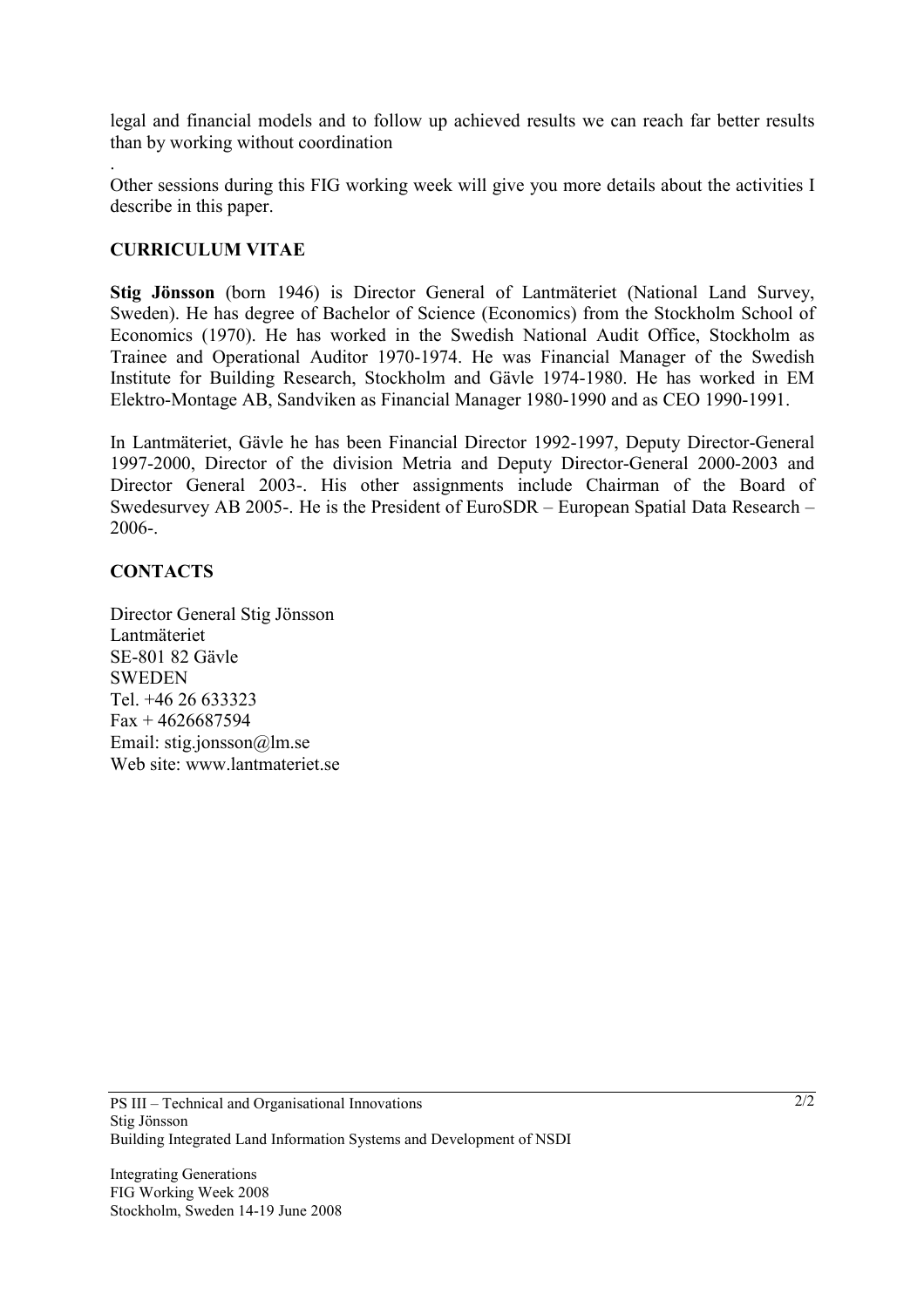legal and financial models and to follow up achieved results we can reach far better results than by working without coordination

.

Other sessions during this FIG working week will give you more details about the activities I describe in this paper.

## CURRICULUM VITAE

**Stig Jönsson** (born 1946) is Director General of Lantmäteriet (National Land Survey, Sweden). He has degree of Bachelor of Science (Economics) from the Stockholm School of Economics (1970). He has worked in the Swedish National Audit Office, Stockholm as Trainee and Operational Auditor 1970-1974. He was Financial Manager of the Swedish Institute for Building Research, Stockholm and Gävle 1974-1980. He has worked in EM Elektro-Montage AB, Sandviken as Financial Manager 1980-1990 and as CEO 1990-1991.

In Lantmäteriet, Gävle he has been Financial Director 1992-1997, Deputy Director-General 1997-2000, Director of the division Metria and Deputy Director-General 2000-2003 and Director General 2003-. His other assignments include Chairman of the Board of Swedesurvey AB 2005-. He is the President of EuroSDR – European Spatial Data Research – 2006-.

## CONTACTS

Director General Stig Jönsson
Lantmäteriet
SE-801 82 Gävle
SWEDEN
Tel. +46 26 633323
Fax + 4626687594
Email: stig.jonsson@lm.se
Web site: www.lantmateriet.se